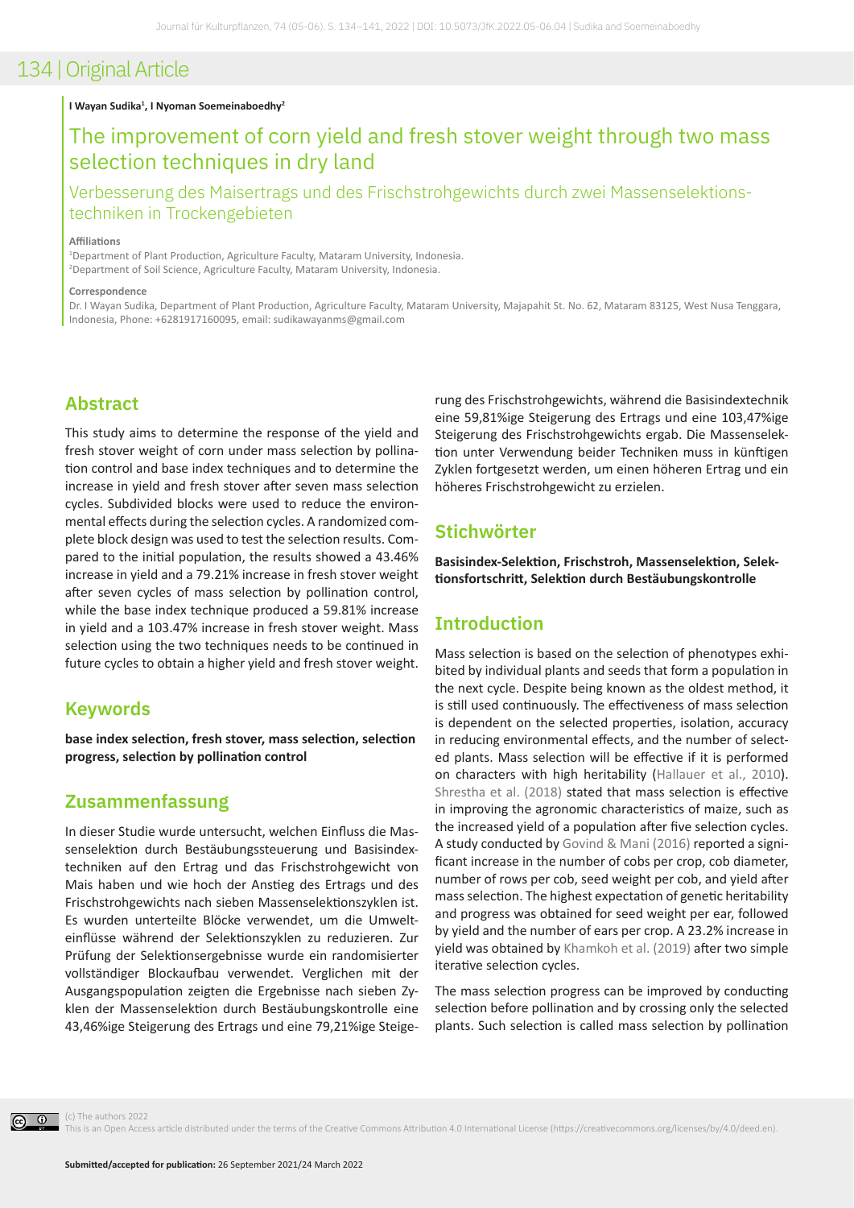# Original Article

**I Wayan Sudika[1], I Nyoman Soemeinaboedhy[2]**

# The improvement of corn yield and fresh stover weight through two mass selection techniques in dry land

## Verbesserung des Maisertrags und des Frischstrohgewichts durch zwei Massenselektionstechniken in Trockengebieten

**Affiliations**

[1]Department of Plant Production, Agriculture Faculty, Mataram University, Indonesia.
[2]Department of Soil Science, Agriculture Faculty, Mataram University, Indonesia.

**Correspondence**

Dr. I Wayan Sudika, Department of Plant Production, Agriculture Faculty, Mataram University, Majapahit St. No. 62, Mataram 83125, West Nusa Tenggara, Indonesia, Phone: +6281917160095, email: sudikawayanms@gmail.com

## Abstract

This study aims to determine the response of the yield and fresh stover weight of corn under mass selection by pollination control and base index techniques and to determine the increase in yield and fresh stover after seven mass selection cycles. Subdivided blocks were used to reduce the environmental effects during the selection cycles. A randomized complete block design was used to test the selection results. Compared to the initial population, the results showed a 43.46% increase in yield and a 79.21% increase in fresh stover weight after seven cycles of mass selection by pollination control, while the base index technique produced a 59.81% increase in yield and a 103.47% increase in fresh stover weight. Mass selection using the two techniques needs to be continued in future cycles to obtain a higher yield and fresh stover weight.

## Keywords

**base index selection, fresh stover, mass selection, selection progress, selection by pollination control**

## Zusammenfassung

In dieser Studie wurde untersucht, welchen Einfluss die Massenselektion durch Bestäubungssteuerung und Basisindextechniken auf den Ertrag und das Frischstrohgewicht von Mais haben und wie hoch der Anstieg des Ertrags und des Frischstrohgewichts nach sieben Massenselektionszyklen ist. Es wurden unterteilte Blöcke verwendet, um die Umwelteinflüsse während der Selektionszyklen zu reduzieren. Zur Prüfung der Selektionsergebnisse wurde ein randomisierter vollständiger Blockaufbau verwendet. Verglichen mit der Ausgangspopulation zeigten die Ergebnisse nach sieben Zyklen der Massenselektion durch Bestäubungskontrolle eine 43,46%ige Steigerung des Ertrags und eine 79,21%ige Steigerung des Frischstrohgewichts, während die Basisindextechnik eine 59,81%ige Steigerung des Ertrags und eine 103,47%ige Steigerung des Frischstrohgewichts ergab. Die Massenselektion unter Verwendung beider Techniken muss in künftigen Zyklen fortgesetzt werden, um einen höheren Ertrag und ein höheres Frischstrohgewicht zu erzielen.

## Stichwörter

**Basisindex-Selektion, Frischstroh, Massenselektion, Selektionsfortschritt, Selektion durch Bestäubungskontrolle**

## Introduction

Mass selection is based on the selection of phenotypes exhibited by individual plants and seeds that form a population in the next cycle. Despite being known as the oldest method, it is still used continuously. The effectiveness of mass selection is dependent on the selected properties, isolation, accuracy in reducing environmental effects, and the number of selected plants. Mass selection will be effective if it is performed on characters with high heritability (Hallauer et al., 2010). Shrestha et al. (2018) stated that mass selection is effective in improving the agronomic characteristics of maize, such as the increased yield of a population after five selection cycles. A study conducted by Govind & Mani (2016) reported a significant increase in the number of cobs per crop, cob diameter, number of rows per cob, seed weight per cob, and yield after mass selection. The highest expectation of genetic heritability and progress was obtained for seed weight per ear, followed by yield and the number of ears per crop. A 23.2% increase in yield was obtained by Khamkoh et al. (2019) after two simple iterative selection cycles.

The mass selection progress can be improved by conducting selection before pollination and by crossing only the selected plants. Such selection is called mass selection by pollination

(c) The authors 2022
This is an Open Access article distributed under the terms of the Creative Commons Attribution 4.0 International License (https://creativecommons.org/licenses/by/4.0/deed.en).

**Submitted/accepted for publication:** 26 September 2021/24 March 2022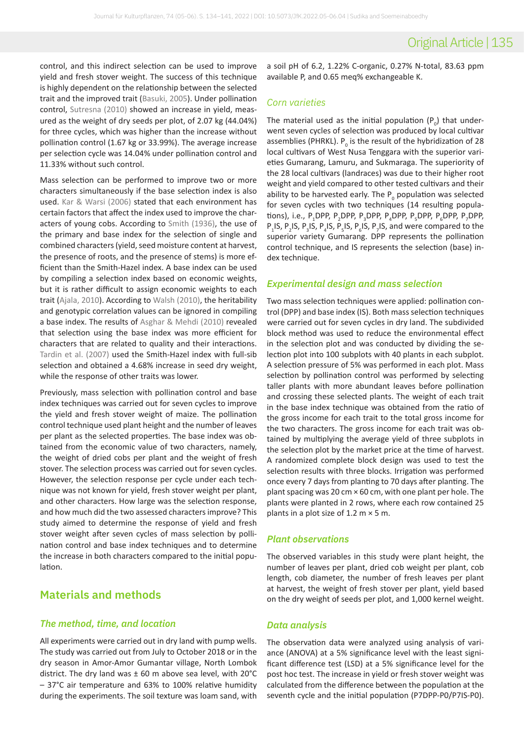control, and this indirect selection can be used to improve yield and fresh stover weight. The success of this technique is highly dependent on the relationship between the selected trait and the improved trait (Basuki, 2005). Under pollination control, Sutresna (2010) showed an increase in yield, measured as the weight of dry seeds per plot, of 2.07 kg (44.04%) for three cycles, which was higher than the increase without pollination control (1.67 kg or 33.99%). The average increase per selection cycle was 14.04% under pollination control and 11.33% without such control.

Mass selection can be performed to improve two or more characters simultaneously if the base selection index is also used. Kar & Warsi (2006) stated that each environment has certain factors that affect the index used to improve the characters of young cobs. According to Smith (1936), the use of the primary and base index for the selection of single and combined characters (yield, seed moisture content at harvest, the presence of roots, and the presence of stems) is more efficient than the Smith-Hazel index. A base index can be used by compiling a selection index based on economic weights, but it is rather difficult to assign economic weights to each trait (Ajala, 2010). According to Walsh (2010), the heritability and genotypic correlation values can be ignored in compiling a base index. The results of Asghar & Mehdi (2010) revealed that selection using the base index was more efficient for characters that are related to quality and their interactions. Tardin et al. (2007) used the Smith-Hazel index with full-sib selection and obtained a 4.68% increase in seed dry weight, while the response of other traits was lower.

Previously, mass selection with pollination control and base index techniques was carried out for seven cycles to improve the yield and fresh stover weight of maize. The pollination control technique used plant height and the number of leaves per plant as the selected properties. The base index was obtained from the economic value of two characters, namely, the weight of dried cobs per plant and the weight of fresh stover. The selection process was carried out for seven cycles. However, the selection response per cycle under each technique was not known for yield, fresh stover weight per plant, and other characters. How large was the selection response, and how much did the two assessed characters improve? This study aimed to determine the response of yield and fresh stover weight after seven cycles of mass selection by pollination control and base index techniques and to determine the increase in both characters compared to the initial population.

## Materials and methods

### *The method, time, and location*

All experiments were carried out in dry land with pump wells. The study was carried out from July to October 2018 or in the dry season in Amor-Amor Gumantar village, North Lombok district. The dry land was ± 60 m above sea level, with 20°C – 37°C air temperature and 63% to 100% relative humidity during the experiments. The soil texture was loam sand, with a soil pH of 6.2, 1.22% C-organic, 0.27% N-total, 83.63 ppm available P, and 0.65 meq% exchangeable K.

### *Corn varieties*

The material used as the initial population ($P_0$) that underwent seven cycles of selection was produced by local cultivar assemblies (PHRKL). $P_0$ is the result of the hybridization of 28 local cultivars of West Nusa Tenggara with the superior varieties Gumarang, Lamuru, and Sukmaraga. The superiority of the 28 local cultivars (landraces) was due to their higher root weight and yield compared to other tested cultivars and their ability to be harvested early. The $P_0$ population was selected for seven cycles with two techniques (14 resulting populations), i.e., $P_1$DPP, $P_2$DPP, $P_3$DPP, $P_4$DPP, $P_5$DPP, $P_6$DPP, $P_7$DPP, $P_1$IS, $P_2$IS, $P_3$IS, $P_4$IS, $P_5$IS, $P_6$IS, $P_7$IS, and were compared to the superior variety Gumarang. DPP represents the pollination control technique, and IS represents the selection (base) index technique.

### *Experimental design and mass selection*

Two mass selection techniques were applied: pollination control (DPP) and base index (IS). Both mass selection techniques were carried out for seven cycles in dry land. The subdivided block method was used to reduce the environmental effect in the selection plot and was conducted by dividing the selection plot into 100 subplots with 40 plants in each subplot. A selection pressure of 5% was performed in each plot. Mass selection by pollination control was performed by selecting taller plants with more abundant leaves before pollination and crossing these selected plants. The weight of each trait in the base index technique was obtained from the ratio of the gross income for each trait to the total gross income for the two characters. The gross income for each trait was obtained by multiplying the average yield of three subplots in the selection plot by the market price at the time of harvest. A randomized complete block design was used to test the selection results with three blocks. Irrigation was performed once every 7 days from planting to 70 days after planting. The plant spacing was 20 cm × 60 cm, with one plant per hole. The plants were planted in 2 rows, where each row contained 25 plants in a plot size of 1.2 m × 5 m.

### *Plant observations*

The observed variables in this study were plant height, the number of leaves per plant, dried cob weight per plant, cob length, cob diameter, the number of fresh leaves per plant at harvest, the weight of fresh stover per plant, yield based on the dry weight of seeds per plot, and 1,000 kernel weight.

### *Data analysis*

The observation data were analyzed using analysis of variance (ANOVA) at a 5% significance level with the least significant difference test (LSD) at a 5% significance level for the post hoc test. The increase in yield or fresh stover weight was calculated from the difference between the population at the seventh cycle and the initial population (P7DPP-P0/P7IS-P0).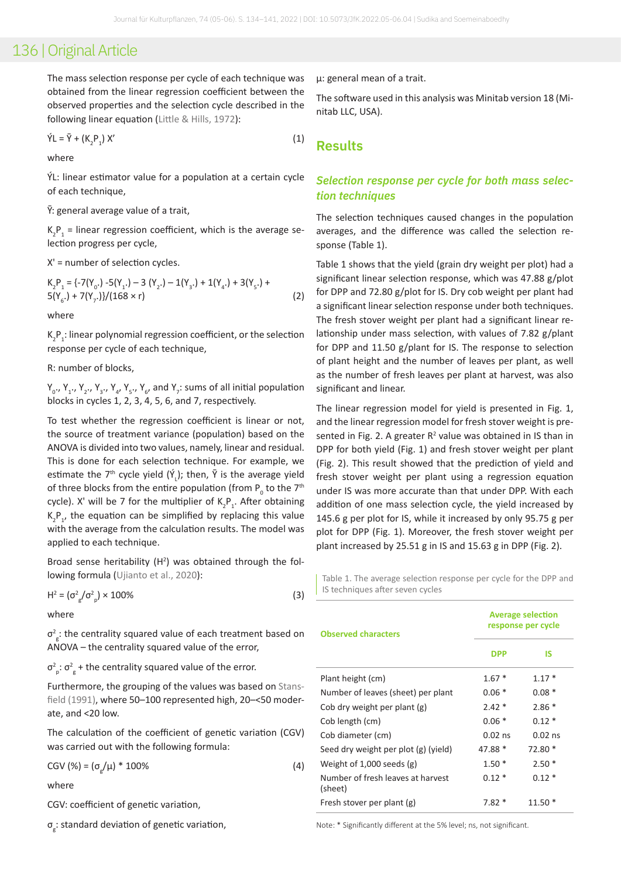The mass selection response per cycle of each technique was obtained from the linear regression coefficient between the observed properties and the selection cycle described in the following linear equation (Little & Hills, 1972):

$$\acute{Y}L = \bar{Y} + (K_2P_1)\,X' \quad (1)$$

where

ÝL: linear estimator value for a population at a certain cycle of each technique,

$\bar{Y}$: general average value of a trait,

$K_2P_1$ = linear regression coefficient, which is the average selection progress per cycle,

X' = number of selection cycles.

$$K_2P_1 = \{-7(Y_{0}.) - 5(Y_{1}.) - 3\,(Y_{2}.) - 1(Y_{3}.) + 1(Y_{4}.) + 3(Y_{5}.) + 5(Y_{6}.) + 7(Y_{7}.)\}/(168 \times r) \quad (2)$$

where

$K_2P_1$: linear polynomial regression coefficient, or the selection response per cycle of each technique,

R: number of blocks,

$Y_0.$, $Y_1.$, $Y_2.$, $Y_3.$, $Y_4$, $Y_5.$, $Y_6$, and $Y_7$: sums of all initial population blocks in cycles 1, 2, 3, 4, 5, 6, and 7, respectively.

To test whether the regression coefficient is linear or not, the source of treatment variance (population) based on the ANOVA is divided into two values, namely, linear and residual. This is done for each selection technique. For example, we estimate the 7th cycle yield ($\acute{Y}_L$); then, $\bar{Y}$ is the average yield of three blocks from the entire population (from $P_0$ to the 7th cycle). X' will be 7 for the multiplier of $K_2P_1$. After obtaining $K_2P_1$, the equation can be simplified by replacing this value with the average from the calculation results. The model was applied to each technique.

Broad sense heritability ($H^2$) was obtained through the following formula (Ujianto et al., 2020):

$$H^2 = (\sigma^2_g/\sigma^2_p) \times 100\% \quad (3)$$

where

$\sigma^2_g$: the centrality squared value of each treatment based on ANOVA – the centrality squared value of the error,

$\sigma^2_p$: $\sigma^2_g$ + the centrality squared value of the error.

Furthermore, the grouping of the values was based on Stansfield (1991), where 50–100 represented high, 20–<50 moderate, and <20 low.

The calculation of the coefficient of genetic variation (CGV) was carried out with the following formula:

$$CGV\,(\%) = (\sigma_g/\mu) * 100\% \quad (4)$$

where

CGV: coefficient of genetic variation,

$\sigma_g$: standard deviation of genetic variation,

μ: general mean of a trait.

The software used in this analysis was Minitab version 18 (Minitab LLC, USA).

## Results

### *Selection response per cycle for both mass selection techniques*

The selection techniques caused changes in the population averages, and the difference was called the selection response (Table 1).

Table 1 shows that the yield (grain dry weight per plot) had a significant linear selection response, which was 47.88 g/plot for DPP and 72.80 g/plot for IS. Dry cob weight per plant had a significant linear selection response under both techniques. The fresh stover weight per plant had a significant linear relationship under mass selection, with values of 7.82 g/plant for DPP and 11.50 g/plant for IS. The response to selection of plant height and the number of leaves per plant, as well as the number of fresh leaves per plant at harvest, was also significant and linear.

The linear regression model for yield is presented in Fig. 1, and the linear regression model for fresh stover weight is presented in Fig. 2. A greater $R^2$ value was obtained in IS than in DPP for both yield (Fig. 1) and fresh stover weight per plant (Fig. 2). This result showed that the prediction of yield and fresh stover weight per plant using a regression equation under IS was more accurate than that under DPP. With each addition of one mass selection cycle, the yield increased by 145.6 g per plot for IS, while it increased by only 95.75 g per plot for DPP (Fig. 1). Moreover, the fresh stover weight per plant increased by 25.51 g in IS and 15.63 g in DPP (Fig. 2).

Table 1. The average selection response per cycle for the DPP and IS techniques after seven cycles

| Observed characters | Average selection response per cycle | |
|---|---|---|
| | DPP | IS |
| Plant height (cm) | 1.67 * | 1.17 * |
| Number of leaves (sheet) per plant | 0.06 * | 0.08 * |
| Cob dry weight per plant (g) | 2.42 * | 2.86 * |
| Cob length (cm) | 0.06 * | 0.12 * |
| Cob diameter (cm) | 0.02 ns | 0.02 ns |
| Seed dry weight per plot (g) (yield) | 47.88 * | 72.80 * |
| Weight of 1,000 seeds (g) | 1.50 * | 2.50 * |
| Number of fresh leaves at harvest (sheet) | 0.12 * | 0.12 * |
| Fresh stover per plant (g) | 7.82 * | 11.50 * |

Note: * Significantly different at the 5% level; ns, not significant.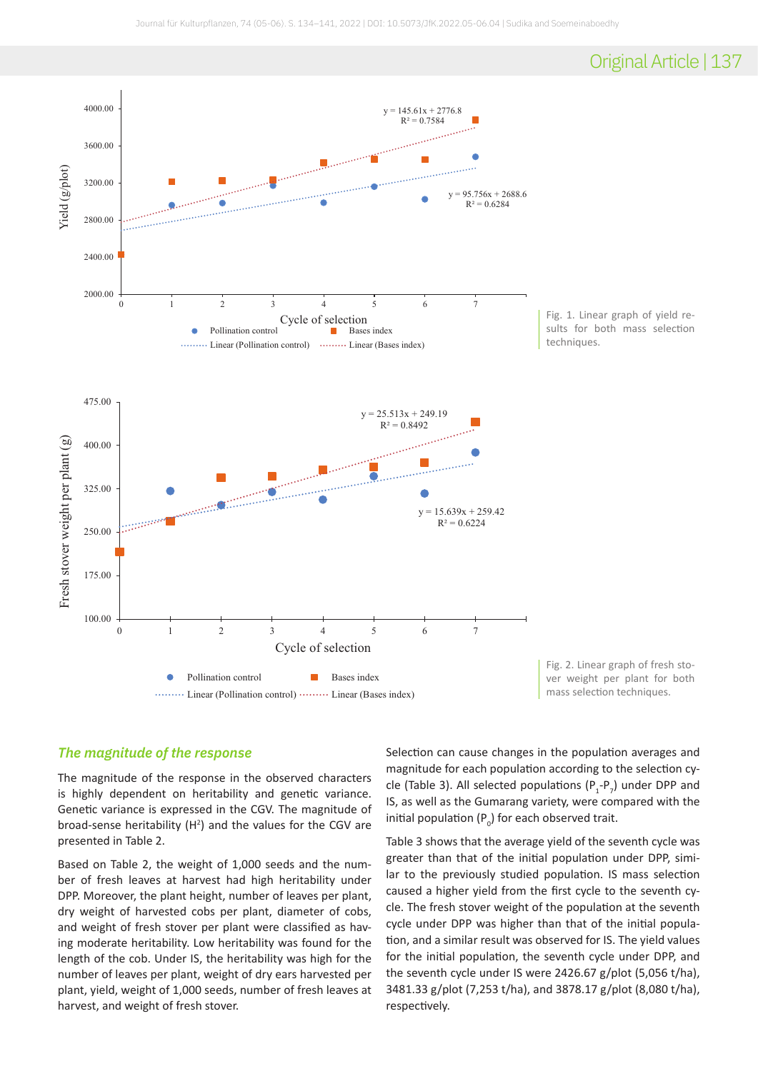Fig. 1. Linear graph of yield results for both mass selection techniques.

Fig. 2. Linear graph of fresh stover weight per plant for both mass selection techniques.

### *The magnitude of the response*

The magnitude of the response in the observed characters is highly dependent on heritability and genetic variance. Genetic variance is expressed in the CGV. The magnitude of broad-sense heritability ($H^2$) and the values for the CGV are presented in Table 2.

Based on Table 2, the weight of 1,000 seeds and the number of fresh leaves at harvest had high heritability under DPP. Moreover, the plant height, number of leaves per plant, dry weight of harvested cobs per plant, diameter of cobs, and weight of fresh stover per plant were classified as having moderate heritability. Low heritability was found for the length of the cob. Under IS, the heritability was high for the number of leaves per plant, weight of dry ears harvested per plant, yield, weight of 1,000 seeds, number of fresh leaves at harvest, and weight of fresh stover.

Selection can cause changes in the population averages and magnitude for each population according to the selection cycle (Table 3). All selected populations ($P_1$-$P_7$) under DPP and IS, as well as the Gumarang variety, were compared with the initial population ($P_0$) for each observed trait.

Table 3 shows that the average yield of the seventh cycle was greater than that of the initial population under DPP, similar to the previously studied population. IS mass selection caused a higher yield from the first cycle to the seventh cycle. The fresh stover weight of the population at the seventh cycle under DPP was higher than that of the initial population, and a similar result was observed for IS. The yield values for the initial population, the seventh cycle under DPP, and the seventh cycle under IS were 2426.67 g/plot (5,056 t/ha), 3481.33 g/plot (7,253 t/ha), and 3878.17 g/plot (8,080 t/ha), respectively.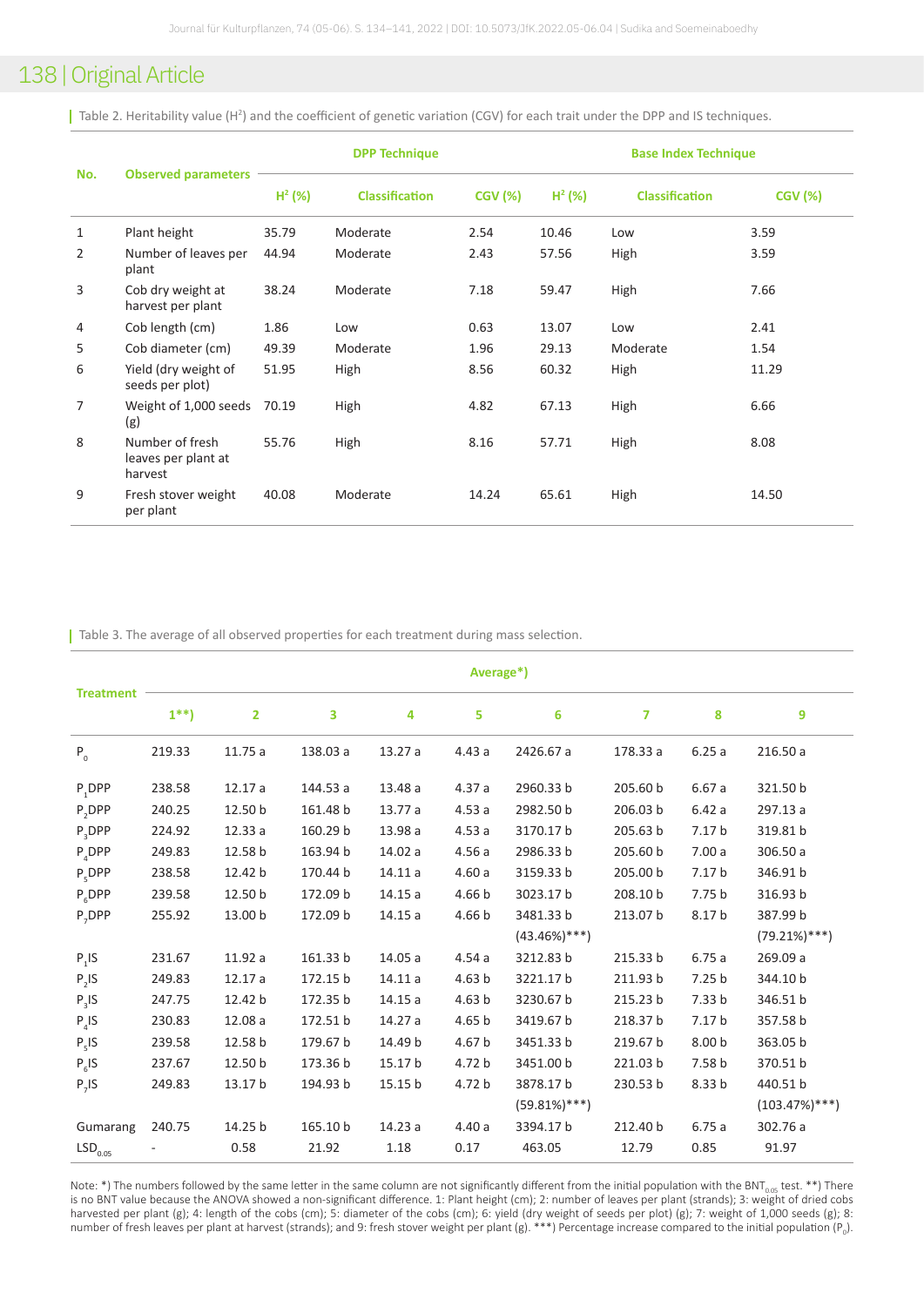Table 2. Heritability value ($H^2$) and the coefficient of genetic variation (CGV) for each trait under the DPP and IS techniques.

| No. | Observed parameters | DPP Technique | | | Base Index Technique | | |
|---|---|---|---|---|---|---|---|
| | | $H^2$ (%) | Classification | CGV (%) | $H^2$ (%) | Classification | CGV (%) |
| 1 | Plant height | 35.79 | Moderate | 2.54 | 10.46 | Low | 3.59 |
| 2 | Number of leaves per plant | 44.94 | Moderate | 2.43 | 57.56 | High | 3.59 |
| 3 | Cob dry weight at harvest per plant | 38.24 | Moderate | 7.18 | 59.47 | High | 7.66 |
| 4 | Cob length (cm) | 1.86 | Low | 0.63 | 13.07 | Low | 2.41 |
| 5 | Cob diameter (cm) | 49.39 | Moderate | 1.96 | 29.13 | Moderate | 1.54 |
| 6 | Yield (dry weight of seeds per plot) | 51.95 | High | 8.56 | 60.32 | High | 11.29 |
| 7 | Weight of 1,000 seeds (g) | 70.19 | High | 4.82 | 67.13 | High | 6.66 |
| 8 | Number of fresh leaves per plant at harvest | 55.76 | High | 8.16 | 57.71 | High | 8.08 |
| 9 | Fresh stover weight per plant | 40.08 | Moderate | 14.24 | 65.61 | High | 14.50 |

Table 3. The average of all observed properties for each treatment during mass selection.

| Treatment | Average*) | | | | | | | | |
|---|---|---|---|---|---|---|---|---|---|
| | 1**) | 2 | 3 | 4 | 5 | 6 | 7 | 8 | 9 |
| $P_0$ | 219.33 | 11.75 a | 138.03 a | 13.27 a | 4.43 a | 2426.67 a | 178.33 a | 6.25 a | 216.50 a |
| $P_1$DPP | 238.58 | 12.17 a | 144.53 a | 13.48 a | 4.37 a | 2960.33 b | 205.60 b | 6.67 a | 321.50 b |
| $P_2$DPP | 240.25 | 12.50 b | 161.48 b | 13.77 a | 4.53 a | 2982.50 b | 206.03 b | 6.42 a | 297.13 a |
| $P_3$DPP | 224.92 | 12.33 a | 160.29 b | 13.98 a | 4.53 a | 3170.17 b | 205.63 b | 7.17 b | 319.81 b |
| $P_4$DPP | 249.83 | 12.58 b | 163.94 b | 14.02 a | 4.56 a | 2986.33 b | 205.60 b | 7.00 a | 306.50 a |
| $P_5$DPP | 238.58 | 12.42 b | 170.44 b | 14.11 a | 4.60 a | 3159.33 b | 205.00 b | 7.17 b | 346.91 b |
| $P_6$DPP | 239.58 | 12.50 b | 172.09 b | 14.15 a | 4.66 b | 3023.17 b | 208.10 b | 7.75 b | 316.93 b |
| $P_7$DPP | 255.92 | 13.00 b | 172.09 b | 14.15 a | 4.66 b | 3481.33 b (43.46%)***) | 213.07 b | 8.17 b | 387.99 b (79.21%)***) |
| $P_1$IS | 231.67 | 11.92 a | 161.33 b | 14.05 a | 4.54 a | 3212.83 b | 215.33 b | 6.75 a | 269.09 a |
| $P_2$IS | 249.83 | 12.17 a | 172.15 b | 14.11 a | 4.63 b | 3221.17 b | 211.93 b | 7.25 b | 344.10 b |
| $P_3$IS | 247.75 | 12.42 b | 172.35 b | 14.15 a | 4.63 b | 3230.67 b | 215.23 b | 7.33 b | 346.51 b |
| $P_4$IS | 230.83 | 12.08 a | 172.51 b | 14.27 a | 4.65 b | 3419.67 b | 218.37 b | 7.17 b | 357.58 b |
| $P_5$IS | 239.58 | 12.58 b | 179.67 b | 14.49 b | 4.67 b | 3451.33 b | 219.67 b | 8.00 b | 363.05 b |
| $P_6$IS | 237.67 | 12.50 b | 173.36 b | 15.17 b | 4.72 b | 3451.00 b | 221.03 b | 7.58 b | 370.51 b |
| $P_7$IS | 249.83 | 13.17 b | 194.93 b | 15.15 b | 4.72 b | 3878.17 b (59.81%)***) | 230.53 b | 8.33 b | 440.51 b (103.47%)***) |
| Gumarang | 240.75 | 14.25 b | 165.10 b | 14.23 a | 4.40 a | 3394.17 b | 212.40 b | 6.75 a | 302.76 a |
| $LSD_{0.05}$ | - | 0.58 | 21.92 | 1.18 | 0.17 | 463.05 | 12.79 | 0.85 | 91.97 |

Note: *) The numbers followed by the same letter in the same column are not significantly different from the initial population with the $BNT_{0.05}$ test. **) There is no BNT value because the ANOVA showed a non-significant difference. 1: Plant height (cm); 2: number of leaves per plant (strands); 3: weight of dried cobs harvested per plant (g); 4: length of the cobs (cm); 5: diameter of the cobs (cm); 6: yield (dry weight of seeds per plot) (g); 7: weight of 1,000 seeds (g); 8: number of fresh leaves per plant at harvest (strands); and 9: fresh stover weight per plant (g). ***) Percentage increase compared to the initial population ($P_0$).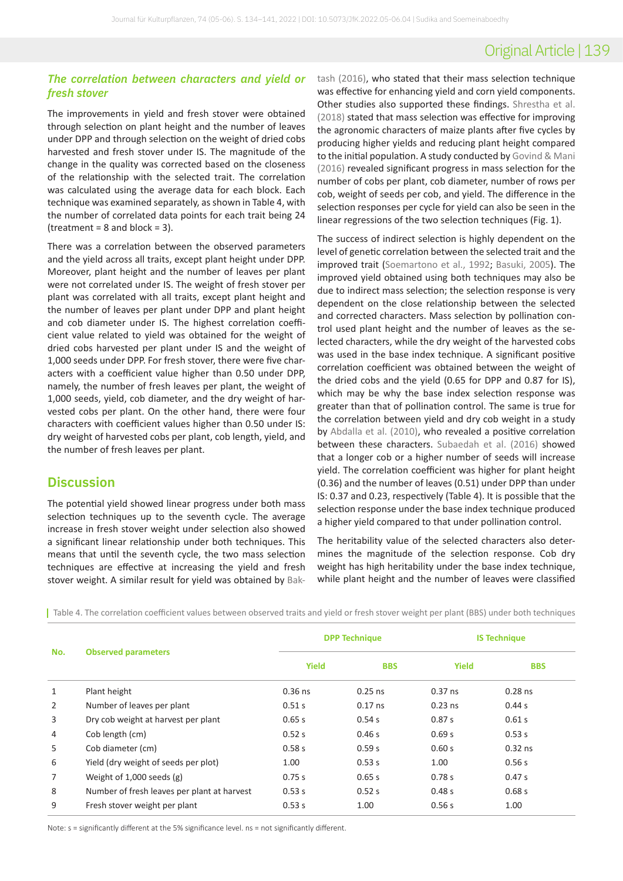### *The correlation between characters and yield or fresh stover*

The improvements in yield and fresh stover were obtained through selection on plant height and the number of leaves under DPP and through selection on the weight of dried cobs harvested and fresh stover under IS. The magnitude of the change in the quality was corrected based on the closeness of the relationship with the selected trait. The correlation was calculated using the average data for each block. Each technique was examined separately, as shown in Table 4, with the number of correlated data points for each trait being 24 (treatment = 8 and block = 3).

There was a correlation between the observed parameters and the yield across all traits, except plant height under DPP. Moreover, plant height and the number of leaves per plant were not correlated under IS. The weight of fresh stover per plant was correlated with all traits, except plant height and the number of leaves per plant under DPP and plant height and cob diameter under IS. The highest correlation coefficient value related to yield was obtained for the weight of dried cobs harvested per plant under IS and the weight of 1,000 seeds under DPP. For fresh stover, there were five characters with a coefficient value higher than 0.50 under DPP, namely, the number of fresh leaves per plant, the weight of 1,000 seeds, yield, cob diameter, and the dry weight of harvested cobs per plant. On the other hand, there were four characters with coefficient values higher than 0.50 under IS: dry weight of harvested cobs per plant, cob length, yield, and the number of fresh leaves per plant.

## Discussion

The potential yield showed linear progress under both mass selection techniques up to the seventh cycle. The average increase in fresh stover weight under selection also showed a significant linear relationship under both techniques. This means that until the seventh cycle, the two mass selection techniques are effective at increasing the yield and fresh stover weight. A similar result for yield was obtained by Baktash (2016), who stated that their mass selection technique was effective for enhancing yield and corn yield components. Other studies also supported these findings. Shrestha et al. (2018) stated that mass selection was effective for improving the agronomic characters of maize plants after five cycles by producing higher yields and reducing plant height compared to the initial population. A study conducted by Govind & Mani (2016) revealed significant progress in mass selection for the number of cobs per plant, cob diameter, number of rows per cob, weight of seeds per cob, and yield. The difference in the selection responses per cycle for yield can also be seen in the linear regressions of the two selection techniques (Fig. 1).

The success of indirect selection is highly dependent on the level of genetic correlation between the selected trait and the improved trait (Soemartono et al., 1992; Basuki, 2005). The improved yield obtained using both techniques may also be due to indirect mass selection; the selection response is very dependent on the close relationship between the selected and corrected characters. Mass selection by pollination control used plant height and the number of leaves as the selected characters, while the dry weight of the harvested cobs was used in the base index technique. A significant positive correlation coefficient was obtained between the weight of the dried cobs and the yield (0.65 for DPP and 0.87 for IS), which may be why the base index selection response was greater than that of pollination control. The same is true for the correlation between yield and dry cob weight in a study by Abdalla et al. (2010), who revealed a positive correlation between these characters. Subaedah et al. (2016) showed that a longer cob or a higher number of seeds will increase yield. The correlation coefficient was higher for plant height (0.36) and the number of leaves (0.51) under DPP than under IS: 0.37 and 0.23, respectively (Table 4). It is possible that the selection response under the base index technique produced a higher yield compared to that under pollination control.

The heritability value of the selected characters also determines the magnitude of the selection response. Cob dry weight has high heritability under the base index technique, while plant height and the number of leaves were classified

Table 4. The correlation coefficient values between observed traits and yield or fresh stover weight per plant (BBS) under both techniques

| No. | Observed parameters | DPP Technique | | IS Technique | |
|---|---|---|---|---|---|
| | | Yield | BBS | Yield | BBS |
| 1 | Plant height | 0.36 ns | 0.25 ns | 0.37 ns | 0.28 ns |
| 2 | Number of leaves per plant | 0.51 s | 0.17 ns | 0.23 ns | 0.44 s |
| 3 | Dry cob weight at harvest per plant | 0.65 s | 0.54 s | 0.87 s | 0.61 s |
| 4 | Cob length (cm) | 0.52 s | 0.46 s | 0.69 s | 0.53 s |
| 5 | Cob diameter (cm) | 0.58 s | 0.59 s | 0.60 s | 0.32 ns |
| 6 | Yield (dry weight of seeds per plot) | 1.00 | 0.53 s | 1.00 | 0.56 s |
| 7 | Weight of 1,000 seeds (g) | 0.75 s | 0.65 s | 0.78 s | 0.47 s |
| 8 | Number of fresh leaves per plant at harvest | 0.53 s | 0.52 s | 0.48 s | 0.68 s |
| 9 | Fresh stover weight per plant | 0.53 s | 1.00 | 0.56 s | 1.00 |

Note: s = significantly different at the 5% significance level. ns = not significantly different.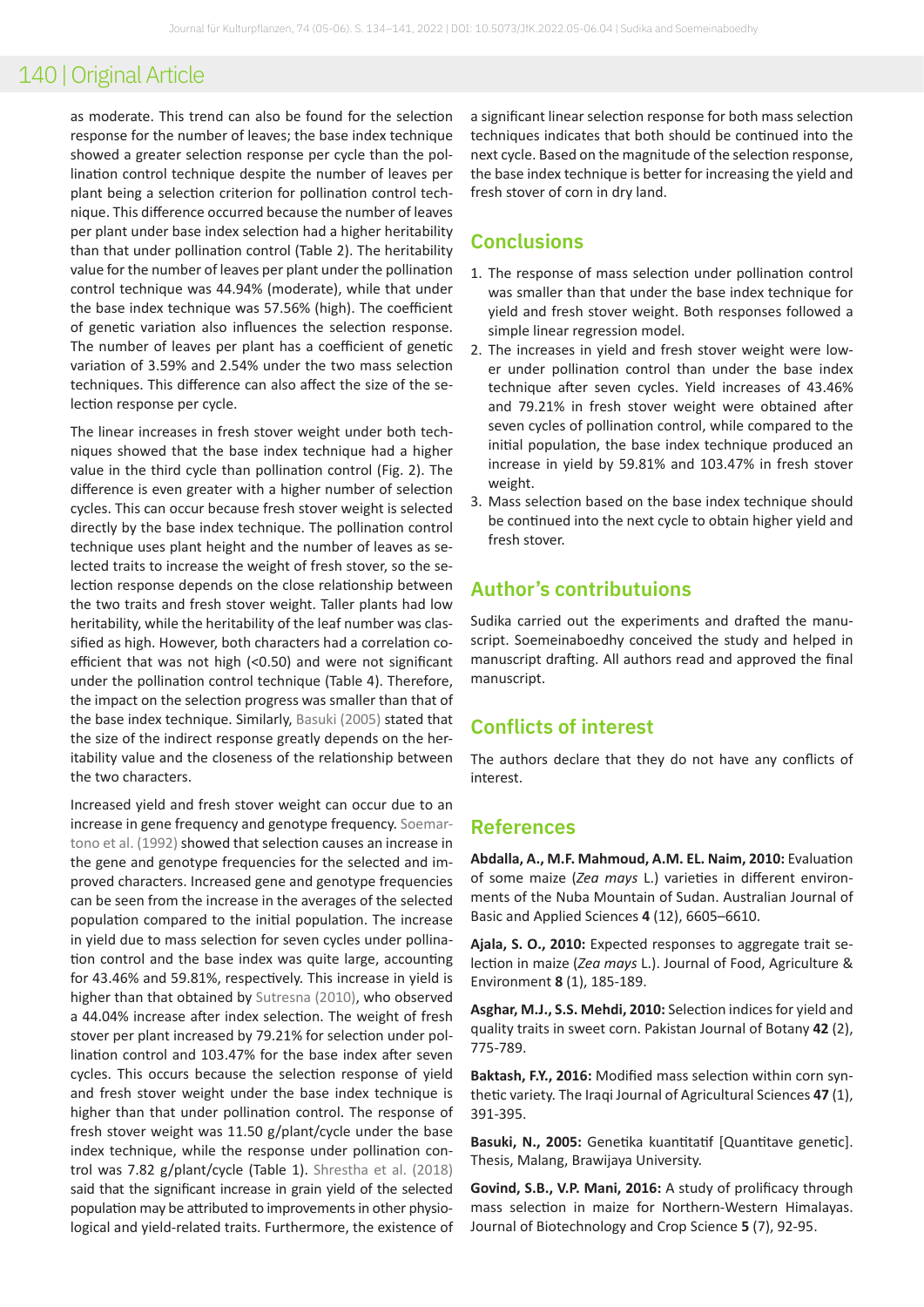as moderate. This trend can also be found for the selection response for the number of leaves; the base index technique showed a greater selection response per cycle than the pollination control technique despite the number of leaves per plant being a selection criterion for pollination control technique. This difference occurred because the number of leaves per plant under base index selection had a higher heritability than that under pollination control (Table 2). The heritability value for the number of leaves per plant under the pollination control technique was 44.94% (moderate), while that under the base index technique was 57.56% (high). The coefficient of genetic variation also influences the selection response. The number of leaves per plant has a coefficient of genetic variation of 3.59% and 2.54% under the two mass selection techniques. This difference can also affect the size of the selection response per cycle.

The linear increases in fresh stover weight under both techniques showed that the base index technique had a higher value in the third cycle than pollination control (Fig. 2). The difference is even greater with a higher number of selection cycles. This can occur because fresh stover weight is selected directly by the base index technique. The pollination control technique uses plant height and the number of leaves as selected traits to increase the weight of fresh stover, so the selection response depends on the close relationship between the two traits and fresh stover weight. Taller plants had low heritability, while the heritability of the leaf number was classified as high. However, both characters had a correlation coefficient that was not high (<0.50) and were not significant under the pollination control technique (Table 4). Therefore, the impact on the selection progress was smaller than that of the base index technique. Similarly, Basuki (2005) stated that the size of the indirect response greatly depends on the heritability value and the closeness of the relationship between the two characters.

Increased yield and fresh stover weight can occur due to an increase in gene frequency and genotype frequency. Soemartono et al. (1992) showed that selection causes an increase in the gene and genotype frequencies for the selected and improved characters. Increased gene and genotype frequencies can be seen from the increase in the averages of the selected population compared to the initial population. The increase in yield due to mass selection for seven cycles under pollination control and the base index was quite large, accounting for 43.46% and 59.81%, respectively. This increase in yield is higher than that obtained by Sutresna (2010), who observed a 44.04% increase after index selection. The weight of fresh stover per plant increased by 79.21% for selection under pollination control and 103.47% for the base index after seven cycles. This occurs because the selection response of yield and fresh stover weight under the base index technique is higher than that under pollination control. The response of fresh stover weight was 11.50 g/plant/cycle under the base index technique, while the response under pollination control was 7.82 g/plant/cycle (Table 1). Shrestha et al. (2018) said that the significant increase in grain yield of the selected population may be attributed to improvements in other physiological and yield-related traits. Furthermore, the existence of a significant linear selection response for both mass selection techniques indicates that both should be continued into the next cycle. Based on the magnitude of the selection response, the base index technique is better for increasing the yield and fresh stover of corn in dry land.

## Conclusions

1. The response of mass selection under pollination control was smaller than that under the base index technique for yield and fresh stover weight. Both responses followed a simple linear regression model.
2. The increases in yield and fresh stover weight were lower under pollination control than under the base index technique after seven cycles. Yield increases of 43.46% and 79.21% in fresh stover weight were obtained after seven cycles of pollination control, while compared to the initial population, the base index technique produced an increase in yield by 59.81% and 103.47% in fresh stover weight.
3. Mass selection based on the base index technique should be continued into the next cycle to obtain higher yield and fresh stover.

## Author's contributuions

Sudika carried out the experiments and drafted the manuscript. Soemeinaboedhy conceived the study and helped in manuscript drafting. All authors read and approved the final manuscript.

## Conflicts of interest

The authors declare that they do not have any conflicts of interest.

## References

**Abdalla, A., M.F. Mahmoud, A.M. EL. Naim, 2010:** Evaluation of some maize (*Zea mays* L.) varieties in different environments of the Nuba Mountain of Sudan. Australian Journal of Basic and Applied Sciences **4** (12), 6605–6610.

**Ajala, S. O., 2010:** Expected responses to aggregate trait selection in maize (*Zea mays* L.). Journal of Food, Agriculture & Environment **8** (1), 185-189.

**Asghar, M.J., S.S. Mehdi, 2010:** Selection indices for yield and quality traits in sweet corn. Pakistan Journal of Botany **42** (2), 775-789.

**Baktash, F.Y., 2016:** Modified mass selection within corn synthetic variety. The Iraqi Journal of Agricultural Sciences **47** (1), 391-395.

**Basuki, N., 2005:** Genetika kuantitatif [Quantitave genetic]. Thesis, Malang, Brawijaya University.

**Govind, S.B., V.P. Mani, 2016:** A study of prolificacy through mass selection in maize for Northern-Western Himalayas. Journal of Biotechnology and Crop Science **5** (7), 92-95.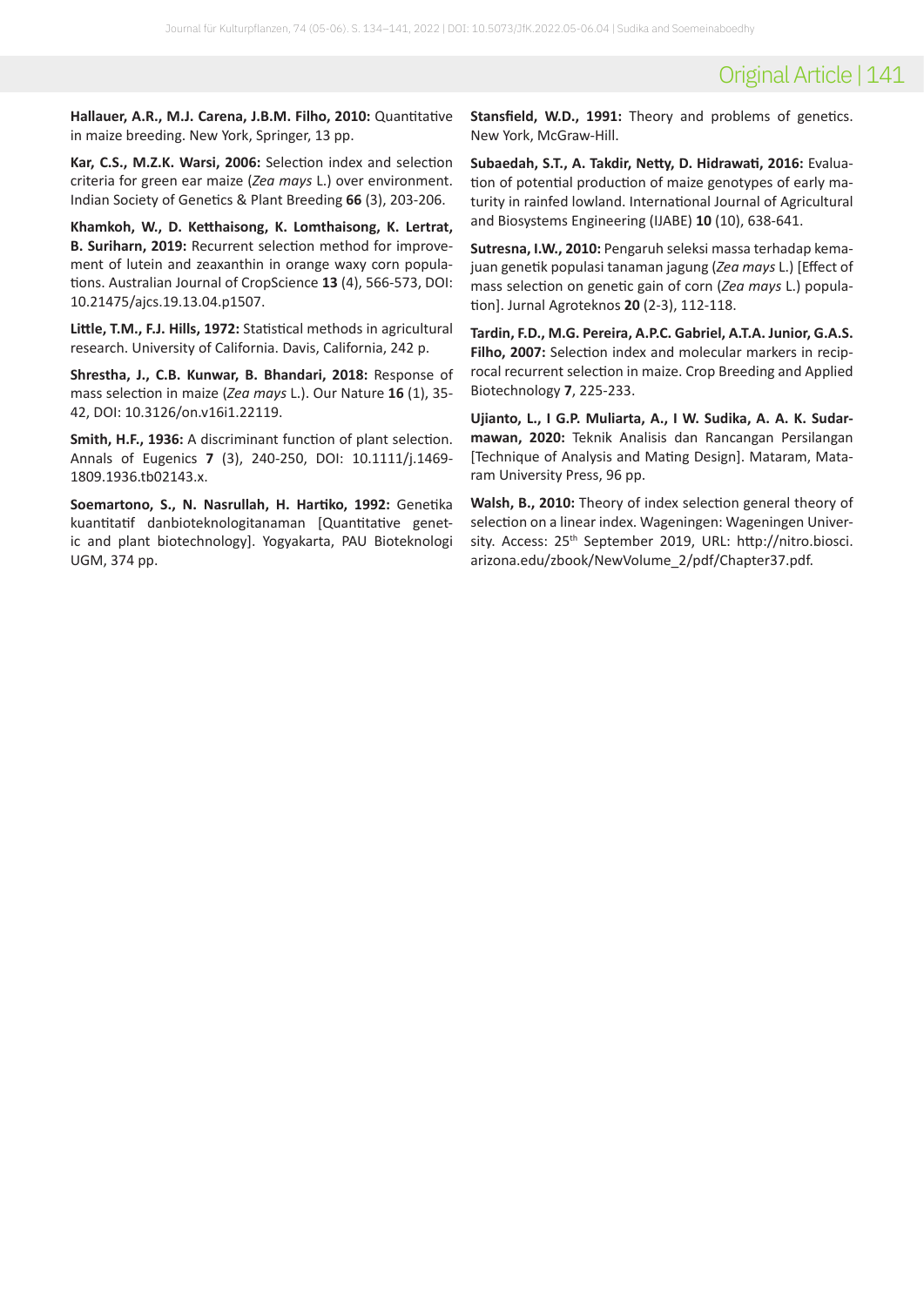**Hallauer, A.R., M.J. Carena, J.B.M. Filho, 2010:** Quantitative in maize breeding. New York, Springer, 13 pp.

**Kar, C.S., M.Z.K. Warsi, 2006:** Selection index and selection criteria for green ear maize (*Zea mays* L.) over environment. Indian Society of Genetics & Plant Breeding **66** (3), 203-206.

**Khamkoh, W., D. Ketthaisong, K. Lomthaisong, K. Lertrat, B. Suriharn, 2019:** Recurrent selection method for improvement of lutein and zeaxanthin in orange waxy corn populations. Australian Journal of CropScience **13** (4), 566-573, DOI: 10.21475/ajcs.19.13.04.p1507.

**Little, T.M., F.J. Hills, 1972:** Statistical methods in agricultural research. University of California. Davis, California, 242 p.

**Shrestha, J., C.B. Kunwar, B. Bhandari, 2018:** Response of mass selection in maize (*Zea mays* L.). Our Nature **16** (1), 35-42, DOI: 10.3126/on.v16i1.22119.

**Smith, H.F., 1936:** A discriminant function of plant selection. Annals of Eugenics **7** (3), 240-250, DOI: 10.1111/j.1469-1809.1936.tb02143.x.

**Soemartono, S., N. Nasrullah, H. Hartiko, 1992:** Genetika kuantitatif danbioteknologitanaman [Quantitative genetic and plant biotechnology]. Yogyakarta, PAU Bioteknologi UGM, 374 pp.

**Stansfield, W.D., 1991:** Theory and problems of genetics. New York, McGraw-Hill.

**Subaedah, S.T., A. Takdir, Netty, D. Hidrawati, 2016:** Evaluation of potential production of maize genotypes of early maturity in rainfed lowland. International Journal of Agricultural and Biosystems Engineering (IJABE) **10** (10), 638-641.

**Sutresna, I.W., 2010:** Pengaruh seleksi massa terhadap kemajuan genetik populasi tanaman jagung (*Zea mays* L.) [Effect of mass selection on genetic gain of corn (*Zea mays* L.) population]. Jurnal Agroteknos **20** (2-3), 112-118.

**Tardin, F.D., M.G. Pereira, A.P.C. Gabriel, A.T.A. Junior, G.A.S. Filho, 2007:** Selection index and molecular markers in reciprocal recurrent selection in maize. Crop Breeding and Applied Biotechnology **7**, 225-233.

**Ujianto, L., I G.P. Muliarta, A., I W. Sudika, A. A. K. Sudarmawan, 2020:** Teknik Analisis dan Rancangan Persilangan [Technique of Analysis and Mating Design]. Mataram, Mataram University Press, 96 pp.

**Walsh, B., 2010:** Theory of index selection general theory of selection on a linear index. Wageningen: Wageningen University. Access: 25th September 2019, URL: http://nitro.biosci.arizona.edu/zbook/NewVolume_2/pdf/Chapter37.pdf.